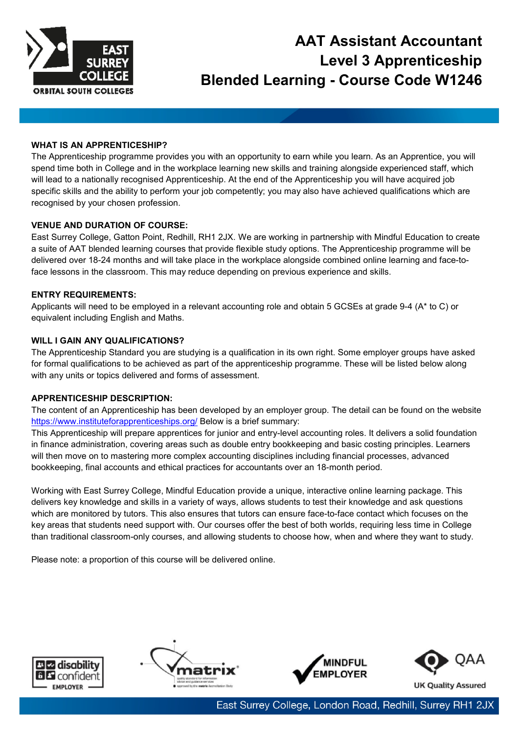# AAT Assistant Accountant Level 3 Apprenticeship Blended Learning - Course Code W1246

**WHAT IS AN APPRENTICESHIP?**

The Apprenticeship programme provides you with an opportunity to earn while you learn. As an Apprentice, you will spend time both in College and in the workplace learning new skills and training alongside experienced staff, which will lead to a nationally recognised Apprenticeship. At the end of the Apprenticeship you will have acquired job specific skills and the ability to perform your job competently; you may also have achieved qualifications which are recognised by your chosen profession.

**VENUE AND DURATION OF COURSE:**

East Surrey College, Gatton Point, Redhill, RH1 2JX. We are working in partnership with Mindful Education to create a suite of AAT blended learning courses that provide flexible study options. The Apprenticeship programme will be delivered over 18-24 months and will take place in the workplace alongside combined online learning and face-to-face lessons in the classroom. This may reduce depending on previous experience and skills.

**ENTRY REQUIREMENTS:**

Applicants will need to be employed in a relevant accounting role and obtain 5 GCSEs at grade 9-4 (A* to C) or equivalent including English and Maths.

**WILL I GAIN ANY QUALIFICATIONS?**

The Apprenticeship Standard you are studying is a qualification in its own right. Some employer groups have asked for formal qualifications to be achieved as part of the apprenticeship programme. These will be listed below along with any units or topics delivered and forms of assessment.

**APPRENTICESHIP DESCRIPTION:**

The content of an Apprenticeship has been developed by an employer group. The detail can be found on the website https://www.instituteforapprenticeships.org/ Below is a brief summary:

This Apprenticeship will prepare apprentices for junior and entry-level accounting roles. It delivers a solid foundation in finance administration, covering areas such as double entry bookkeeping and basic costing principles. Learners will then move on to mastering more complex accounting disciplines including financial processes, advanced bookkeeping, final accounts and ethical practices for accountants over an 18-month period.

Working with East Surrey College, Mindful Education provide a unique, interactive online learning package. This delivers key knowledge and skills in a variety of ways, allows students to test their knowledge and ask questions which are monitored by tutors. This also ensures that tutors can ensure face-to-face contact which focuses on the key areas that students need support with. Our courses offer the best of both worlds, requiring less time in College than traditional classroom-only courses, and allowing students to choose how, when and where they want to study.

Please note: a proportion of this course will be delivered online.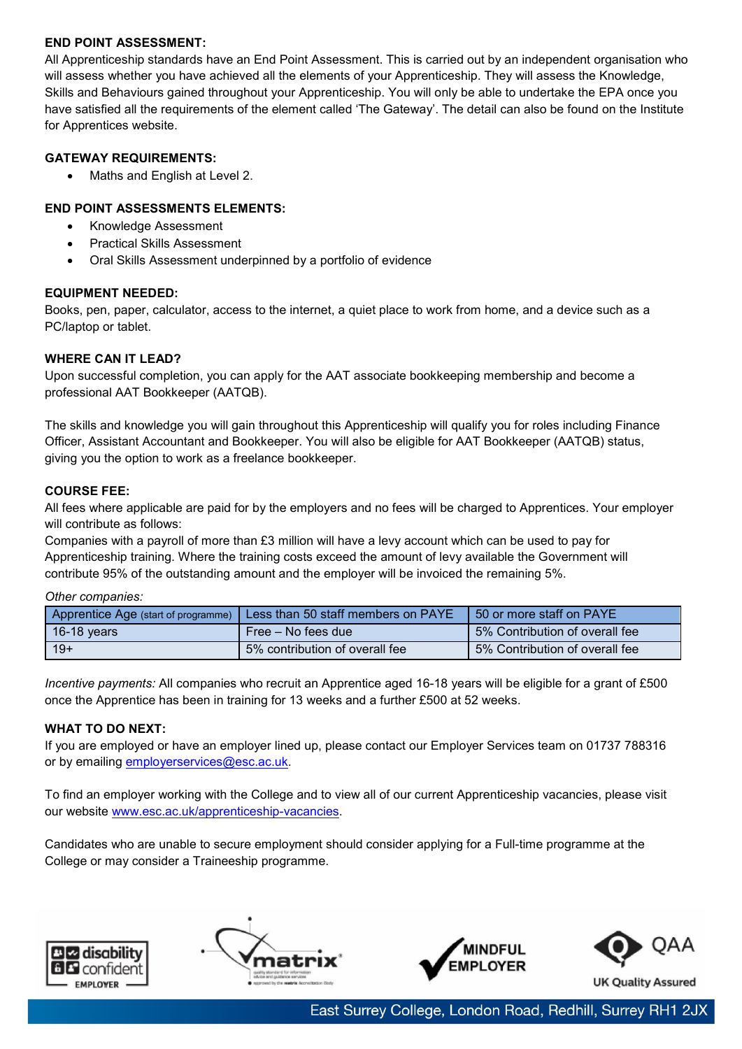**END POINT ASSESSMENT:**
All Apprenticeship standards have an End Point Assessment. This is carried out by an independent organisation who will assess whether you have achieved all the elements of your Apprenticeship. They will assess the Knowledge, Skills and Behaviours gained throughout your Apprenticeship. You will only be able to undertake the EPA once you have satisfied all the requirements of the element called 'The Gateway'. The detail can also be found on the Institute for Apprentices website.

**GATEWAY REQUIREMENTS:**

- Maths and English at Level 2.

**END POINT ASSESSMENTS ELEMENTS:**

- Knowledge Assessment
- Practical Skills Assessment
- Oral Skills Assessment underpinned by a portfolio of evidence

**EQUIPMENT NEEDED:**
Books, pen, paper, calculator, access to the internet, a quiet place to work from home, and a device such as a PC/laptop or tablet.

**WHERE CAN IT LEAD?**
Upon successful completion, you can apply for the AAT associate bookkeeping membership and become a professional AAT Bookkeeper (AATQB).

The skills and knowledge you will gain throughout this Apprenticeship will qualify you for roles including Finance Officer, Assistant Accountant and Bookkeeper. You will also be eligible for AAT Bookkeeper (AATQB) status, giving you the option to work as a freelance bookkeeper.

**COURSE FEE:**
All fees where applicable are paid for by the employers and no fees will be charged to Apprentices. Your employer will contribute as follows:
Companies with a payroll of more than £3 million will have a levy account which can be used to pay for Apprenticeship training. Where the training costs exceed the amount of levy available the Government will contribute 95% of the outstanding amount and the employer will be invoiced the remaining 5%.

*Other companies:*

| Apprentice Age (start of programme) | Less than 50 staff members on PAYE | 50 or more staff on PAYE |
|---|---|---|
| 16-18 years | Free – No fees due | 5% Contribution of overall fee |
| 19+ | 5% contribution of overall fee | 5% Contribution of overall fee |

*Incentive payments:* All companies who recruit an Apprentice aged 16-18 years will be eligible for a grant of £500 once the Apprentice has been in training for 13 weeks and a further £500 at 52 weeks.

**WHAT TO DO NEXT:**
If you are employed or have an employer lined up, please contact our Employer Services team on 01737 788316 or by emailing employerservices@esc.ac.uk.

To find an employer working with the College and to view all of our current Apprenticeship vacancies, please visit our website www.esc.ac.uk/apprenticeship-vacancies.

Candidates who are unable to secure employment should consider applying for a Full-time programme at the College or may consider a Traineeship programme.

East Surrey College, London Road, Redhill, Surrey RH1 2JX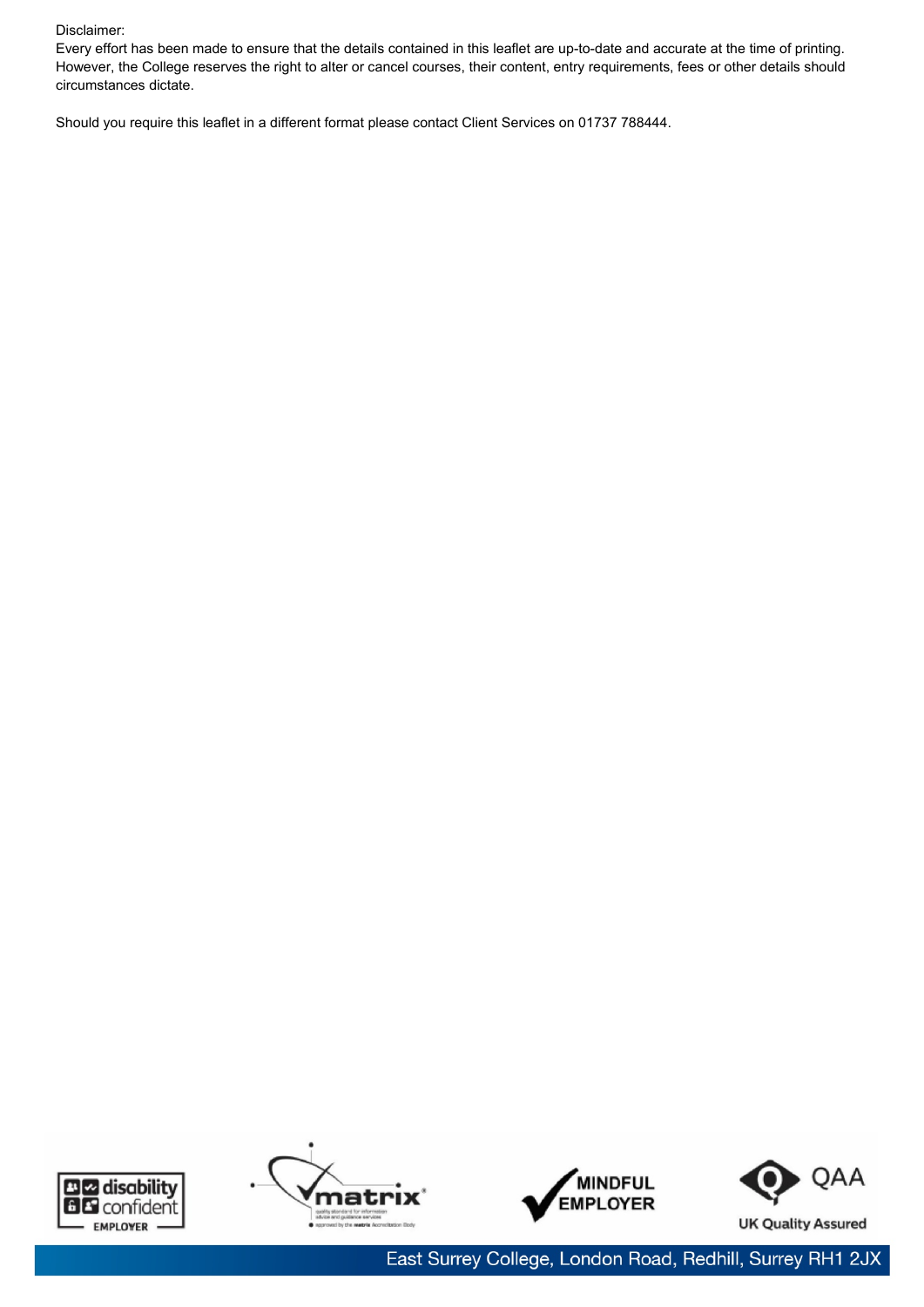Disclaimer:
Every effort has been made to ensure that the details contained in this leaflet are up-to-date and accurate at the time of printing. However, the College reserves the right to alter or cancel courses, their content, entry requirements, fees or other details should circumstances dictate.

Should you require this leaflet in a different format please contact Client Services on 01737 788444.

East Surrey College, London Road, Redhill, Surrey RH1 2JX